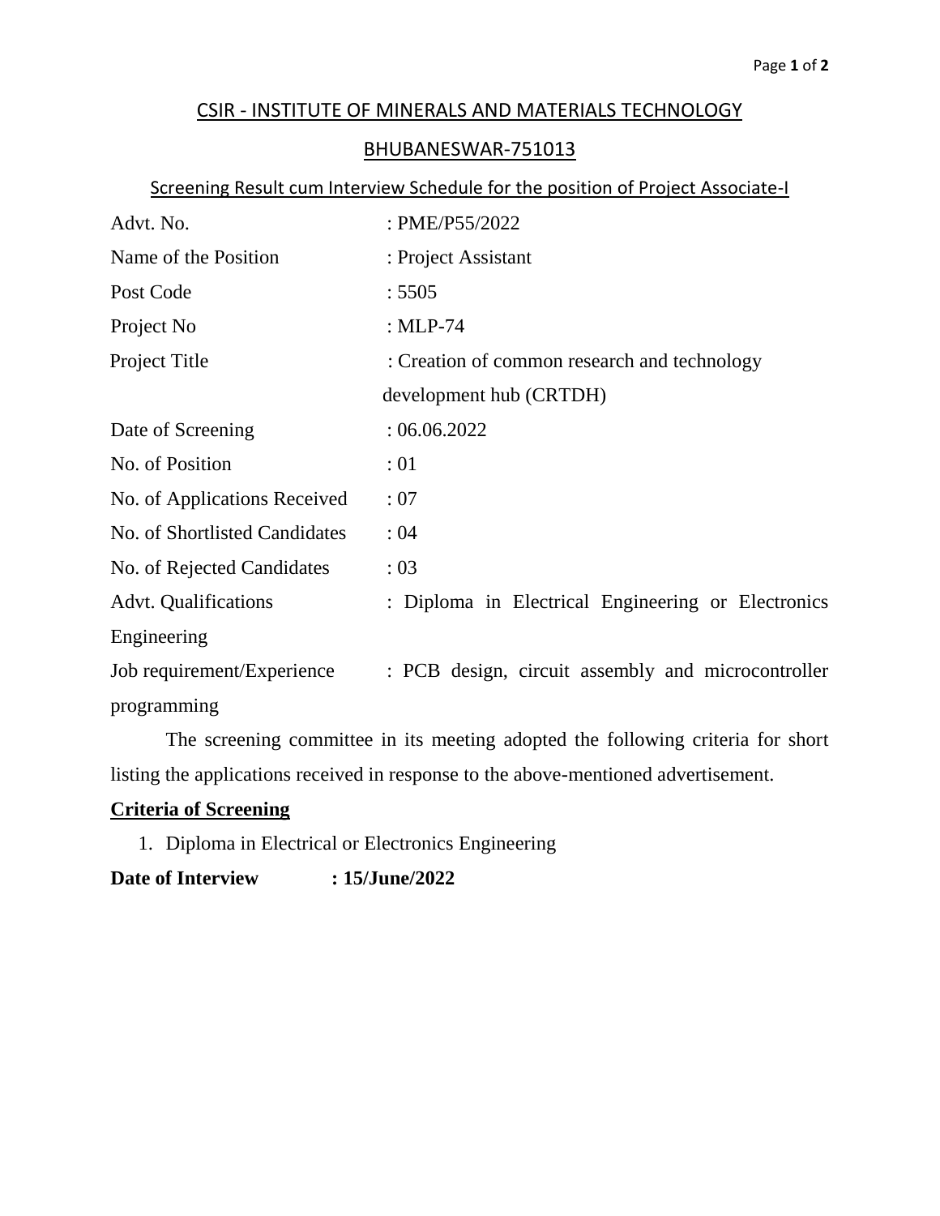## CSIR - INSTITUTE OF MINERALS AND MATERIALS TECHNOLOGY

## BHUBANESWAR-751013

### Screening Result cum Interview Schedule for the position of Project Associate-I

| | |
|---|---|
| Advt. No. | : PME/P55/2022 |
| Name of the Position | : Project Assistant |
| Post Code | : 5505 |
| Project No | : MLP-74 |
| Project Title | : Creation of common research and technology development hub (CRTDH) |
| Date of Screening | : 06.06.2022 |
| No. of Position | : 01 |
| No. of Applications Received | : 07 |
| No. of Shortlisted Candidates | : 04 |
| No. of Rejected Candidates | : 03 |
| Advt. Qualifications | : Diploma in Electrical Engineering or Electronics Engineering |
| Job requirement/Experience | : PCB design, circuit assembly and microcontroller programming |

The screening committee in its meeting adopted the following criteria for short listing the applications received in response to the above-mentioned advertisement.

**Criteria of Screening**

1. Diploma in Electrical or Electronics Engineering

**Date of Interview : 15/June/2022**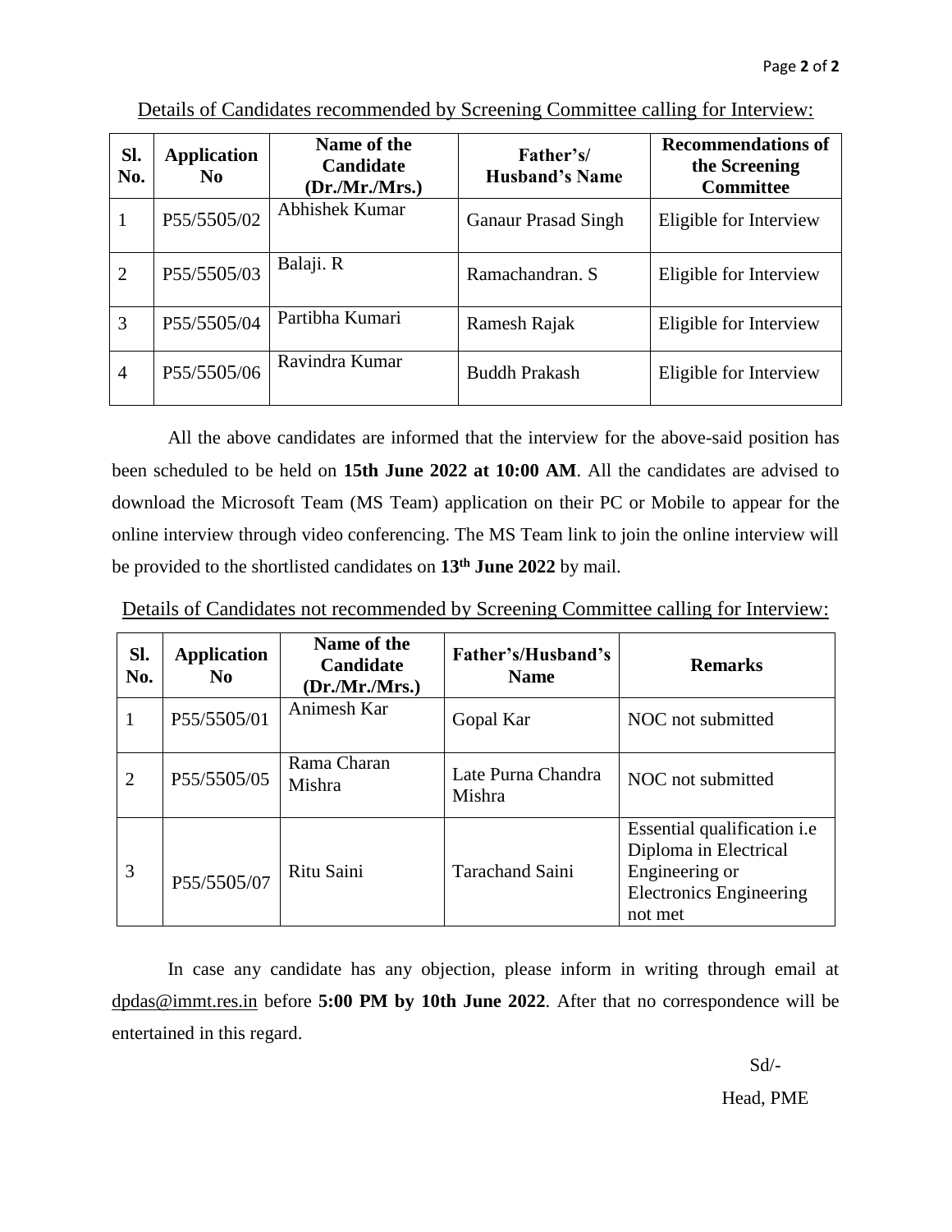Details of Candidates recommended by Screening Committee calling for Interview:

| Sl. No. | Application No | Name of the Candidate (Dr./Mr./Mrs.) | Father's/ Husband's Name | Recommendations of the Screening Committee |
|---|---|---|---|---|
| 1 | P55/5505/02 | Abhishek Kumar | Ganaur Prasad Singh | Eligible for Interview |
| 2 | P55/5505/03 | Balaji. R | Ramachandran. S | Eligible for Interview |
| 3 | P55/5505/04 | Partibha Kumari | Ramesh Rajak | Eligible for Interview |
| 4 | P55/5505/06 | Ravindra Kumar | Buddh Prakash | Eligible for Interview |

All the above candidates are informed that the interview for the above-said position has been scheduled to be held on **15th June 2022 at 10:00 AM**. All the candidates are advised to download the Microsoft Team (MS Team) application on their PC or Mobile to appear for the online interview through video conferencing. The MS Team link to join the online interview will be provided to the shortlisted candidates on **13th June 2022** by mail.

Details of Candidates not recommended by Screening Committee calling for Interview:

| Sl. No. | Application No | Name of the Candidate (Dr./Mr./Mrs.) | Father's/Husband's Name | Remarks |
|---|---|---|---|---|
| 1 | P55/5505/01 | Animesh Kar | Gopal Kar | NOC not submitted |
| 2 | P55/5505/05 | Rama Charan Mishra | Late Purna Chandra Mishra | NOC not submitted |
| 3 | P55/5505/07 | Ritu Saini | Tarachand Saini | Essential qualification i.e Diploma in Electrical Engineering or Electronics Engineering not met |

In case any candidate has any objection, please inform in writing through email at dpdas@immt.res.in before **5:00 PM by 10th June 2022**. After that no correspondence will be entertained in this regard.

Sd/-

Head, PME